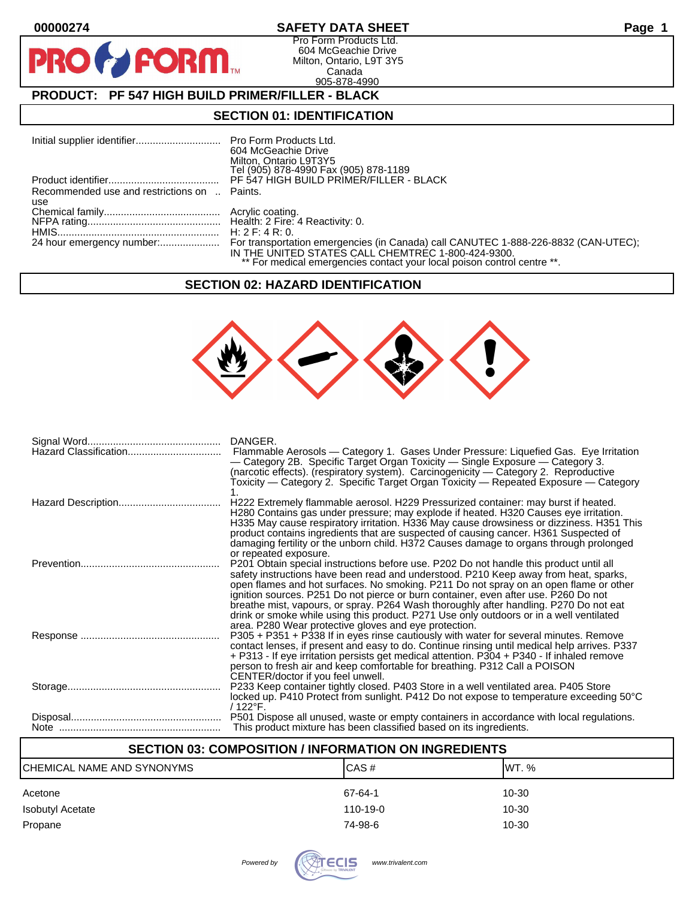00000274

# SAFETY DATA SHEET

Pro Form Products Ltd.
604 McGeachie Drive
Milton, Ontario, L9T 3Y5
Canada
905-878-4990

## PRODUCT: PF 547 HIGH BUILD PRIMER/FILLER - BLACK

## SECTION 01: IDENTIFICATION

| | |
|---|---|
| Initial supplier identifier | Pro Form Products Ltd.<br>604 McGeachie Drive<br>Milton, Ontario L9T3Y5<br>Tel (905) 878-4990 Fax (905) 878-1189 |
| Product identifier | PF 547 HIGH BUILD PRIMER/FILLER - BLACK |
| Recommended use and restrictions on use | Paints. |
| Chemical family | Acrylic coating. |
| NFPA rating | Health: 2 Fire: 4 Reactivity: 0. |
| HMIS | H: 2 F: 4 R: 0. |
| 24 hour emergency number: | For transportation emergencies (in Canada) call CANUTEC 1-888-226-8832 (CAN-UTEC); IN THE UNITED STATES CALL CHEMTREC 1-800-424-9300.<br>** For medical emergencies contact your local poison control centre **. |

## SECTION 02: HAZARD IDENTIFICATION

| | |
|---|---|
| Signal Word | DANGER. |
| Hazard Classification | Flammable Aerosols — Category 1. Gases Under Pressure: Liquefied Gas. Eye Irritation — Category 2B. Specific Target Organ Toxicity — Single Exposure — Category 3. (narcotic effects). (respiratory system). Carcinogenicity — Category 2. Reproductive Toxicity — Category 2. Specific Target Organ Toxicity — Repeated Exposure — Category 1. |
| Hazard Description | H222 Extremely flammable aerosol. H229 Pressurized container: may burst if heated. H280 Contains gas under pressure; may explode if heated. H320 Causes eye irritation. H335 May cause respiratory irritation. H336 May cause drowsiness or dizziness. H351 This product contains ingredients that are suspected of causing cancer. H361 Suspected of damaging fertility or the unborn child. H372 Causes damage to organs through prolonged or repeated exposure. |
| Prevention | P201 Obtain special instructions before use. P202 Do not handle this product until all safety instructions have been read and understood. P210 Keep away from heat, sparks, open flames and hot surfaces. No smoking. P211 Do not spray on an open flame or other ignition sources. P251 Do not pierce or burn container, even after use. P260 Do not breathe mist, vapours, or spray. P264 Wash thoroughly after handling. P270 Do not eat drink or smoke while using this product. P271 Use only outdoors or in a well ventilated area. P280 Wear protective gloves and eye protection. |
| Response | P305 + P351 + P338 If in eyes rinse cautiously with water for several minutes. Remove contact lenses, if present and easy to do. Continue rinsing until medical help arrives. P337 + P313 - If eye irritation persists get medical attention. P304 + P340 - If inhaled remove person to fresh air and keep comfortable for breathing. P312 Call a POISON CENTER/doctor if you feel unwell. |
| Storage | P233 Keep container tightly closed. P403 Store in a well ventilated area. P405 Store locked up. P410 Protect from sunlight. P412 Do not expose to temperature exceeding 50°C / 122°F. |
| Disposal | P501 Dispose all unused, waste or empty containers in accordance with local regulations. |
| Note | This product mixture has been classified based on its ingredients. |

## SECTION 03: COMPOSITION / INFORMATION ON INGREDIENTS

| CHEMICAL NAME AND SYNONYMS | CAS # | WT. % |
|---|---|---|
| Acetone | 67-64-1 | 10-30 |
| Isobutyl Acetate | 110-19-0 | 10-30 |
| Propane | 74-98-6 | 10-30 |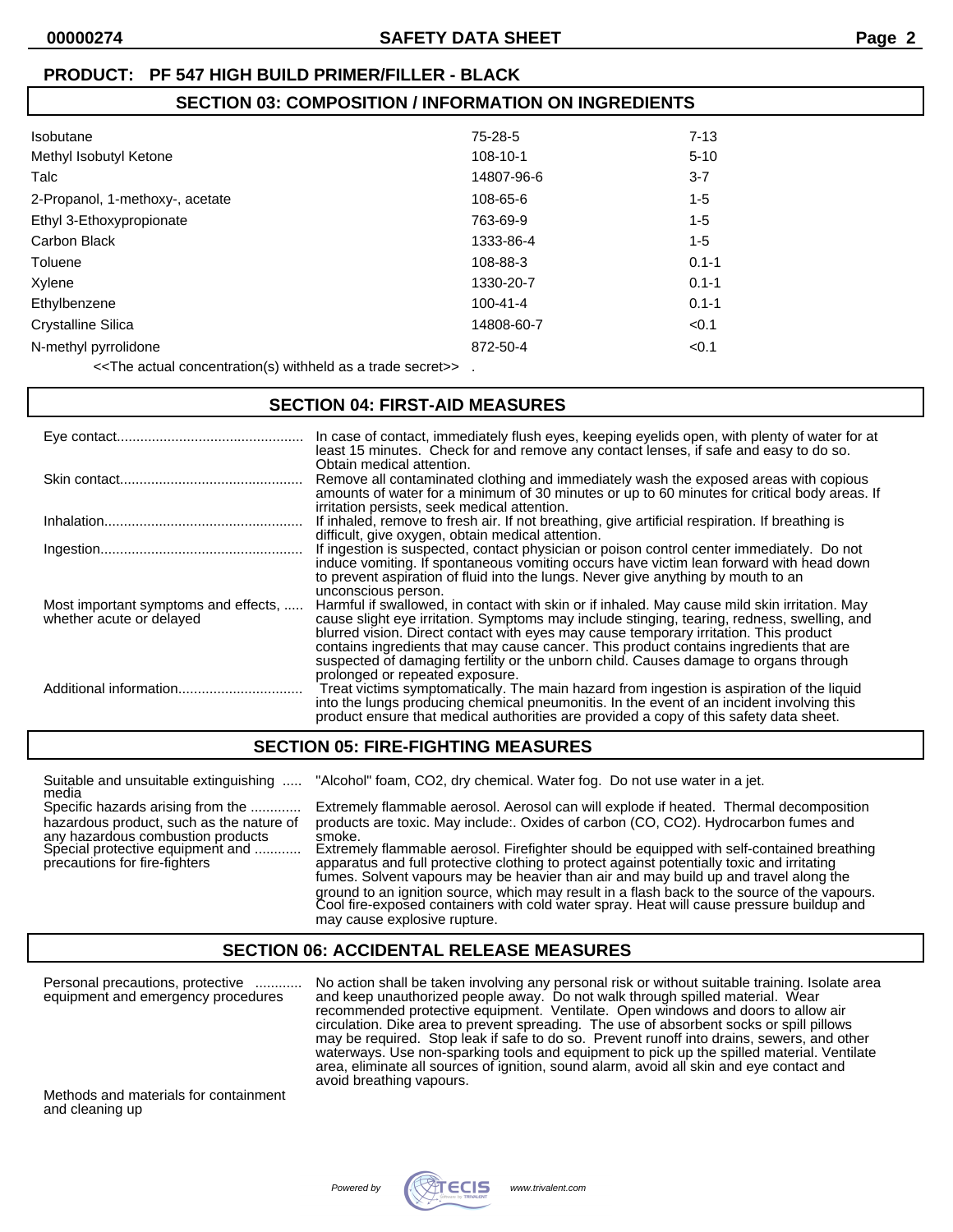**PRODUCT: PF 547 HIGH BUILD PRIMER/FILLER - BLACK**

## SECTION 03: COMPOSITION / INFORMATION ON INGREDIENTS

| | | |
|---|---|---|
| Isobutane | 75-28-5 | 7-13 |
| Methyl Isobutyl Ketone | 108-10-1 | 5-10 |
| Talc | 14807-96-6 | 3-7 |
| 2-Propanol, 1-methoxy-, acetate | 108-65-6 | 1-5 |
| Ethyl 3-Ethoxypropionate | 763-69-9 | 1-5 |
| Carbon Black | 1333-86-4 | 1-5 |
| Toluene | 108-88-3 | 0.1-1 |
| Xylene | 1330-20-7 | 0.1-1 |
| Ethylbenzene | 100-41-4 | 0.1-1 |
| Crystalline Silica | 14808-60-7 | <0.1 |
| N-methyl pyrrolidone | 872-50-4 | <0.1 |

<<The actual concentration(s) withheld as a trade secret>> .

## SECTION 04: FIRST-AID MEASURES

**Eye contact**: In case of contact, immediately flush eyes, keeping eyelids open, with plenty of water for at least 15 minutes. Check for and remove any contact lenses, if safe and easy to do so. Obtain medical attention.

**Skin contact**: Remove all contaminated clothing and immediately wash the exposed areas with copious amounts of water for a minimum of 30 minutes or up to 60 minutes for critical body areas. If irritation persists, seek medical attention.

**Inhalation**: If inhaled, remove to fresh air. If not breathing, give artificial respiration. If breathing is difficult, give oxygen, obtain medical attention.

**Ingestion**: If ingestion is suspected, contact physician or poison control center immediately. Do not induce vomiting. If spontaneous vomiting occurs have victim lean forward with head down to prevent aspiration of fluid into the lungs. Never give anything by mouth to an unconscious person.

**Most important symptoms and effects, whether acute or delayed**: Harmful if swallowed, in contact with skin or if inhaled. May cause mild skin irritation. May cause slight eye irritation. Symptoms may include stinging, tearing, redness, swelling, and blurred vision. Direct contact with eyes may cause temporary irritation. This product contains ingredients that may cause cancer. This product contains ingredients that are suspected of damaging fertility or the unborn child. Causes damage to organs through prolonged or repeated exposure.

**Additional information**: Treat victims symptomatically. The main hazard from ingestion is aspiration of the liquid into the lungs producing chemical pneumonitis. In the event of an incident involving this product ensure that medical authorities are provided a copy of this safety data sheet.

## SECTION 05: FIRE-FIGHTING MEASURES

**Suitable and unsuitable extinguishing media**: "Alcohol" foam, $CO_2$, dry chemical. Water fog. Do not use water in a jet.

**Specific hazards arising from the hazardous product, such as the nature of any hazardous combustion products**: Extremely flammable aerosol. Aerosol can will explode if heated. Thermal decomposition products are toxic. May include:. Oxides of carbon (CO, $CO_2$). Hydrocarbon fumes and smoke.

**Special protective equipment and precautions for fire-fighters**: Extremely flammable aerosol. Firefighter should be equipped with self-contained breathing apparatus and full protective clothing to protect against potentially toxic and irritating fumes. Solvent vapours may be heavier than air and may build up and travel along the ground to an ignition source, which may result in a flash back to the source of the vapours. Cool fire-exposed containers with cold water spray. Heat will cause pressure buildup and may cause explosive rupture.

## SECTION 06: ACCIDENTAL RELEASE MEASURES

**Personal precautions, protective equipment and emergency procedures**: No action shall be taken involving any personal risk or without suitable training. Isolate area and keep unauthorized people away. Do not walk through spilled material. Wear recommended protective equipment. Ventilate. Open windows and doors to allow air circulation. Dike area to prevent spreading. The use of absorbent socks or spill pillows may be required. Stop leak if safe to do so. Prevent runoff into drains, sewers, and other waterways. Use non-sparking tools and equipment to pick up the spilled material. Ventilate area, eliminate all sources of ignition, sound alarm, avoid all skin and eye contact and avoid breathing vapours.

**Methods and materials for containment and cleaning up**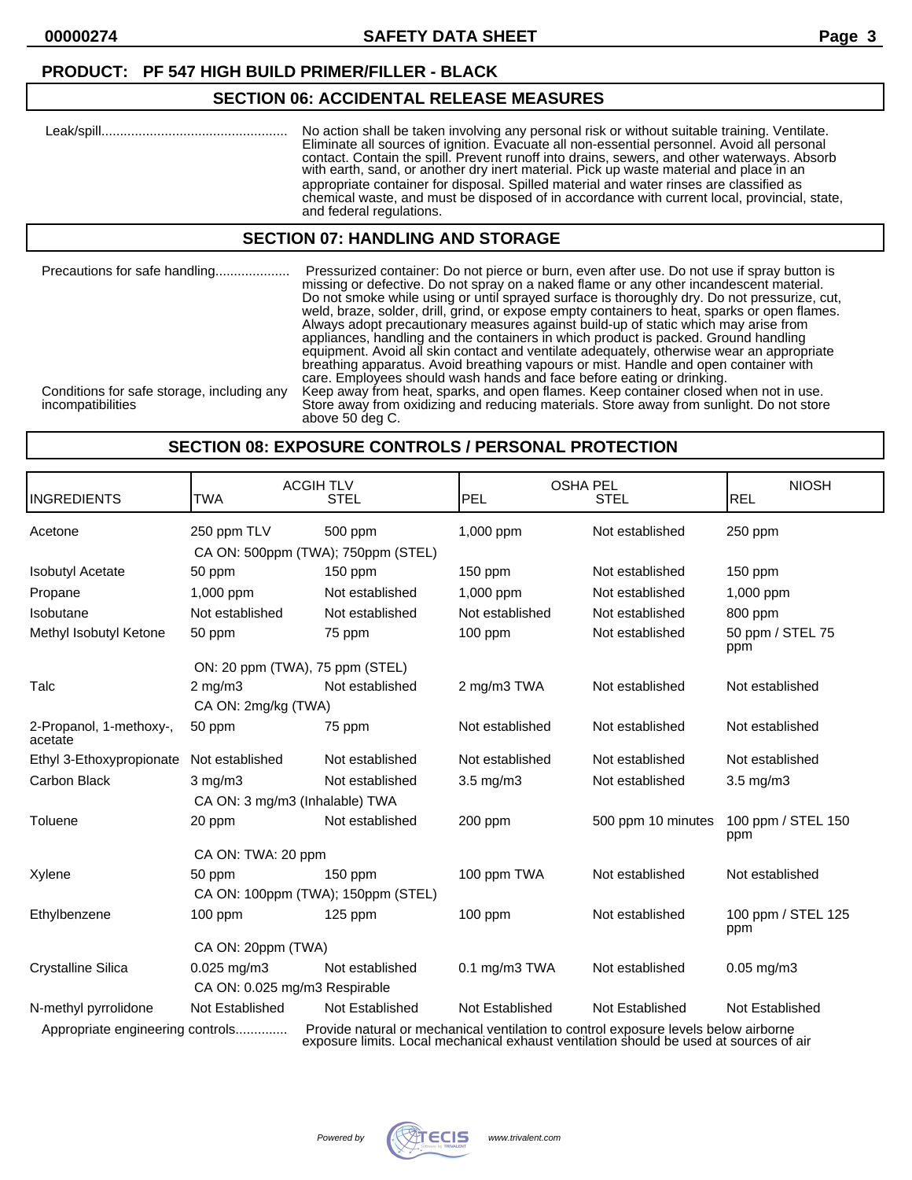**PRODUCT: PF 547 HIGH BUILD PRIMER/FILLER - BLACK**

## SECTION 06: ACCIDENTAL RELEASE MEASURES

Leak/spill.................................................. No action shall be taken involving any personal risk or without suitable training. Ventilate. Eliminate all sources of ignition. Evacuate all non-essential personnel. Avoid all personal contact. Contain the spill. Prevent runoff into drains, sewers, and other waterways. Absorb with earth, sand, or another dry inert material. Pick up waste material and place in an appropriate container for disposal. Spilled material and water rinses are classified as chemical waste, and must be disposed of in accordance with current local, provincial, state, and federal regulations.

## SECTION 07: HANDLING AND STORAGE

Precautions for safe handling.................... Pressurized container: Do not pierce or burn, even after use. Do not use if spray button is missing or defective. Do not spray on a naked flame or any other incandescent material. Do not smoke while using or until sprayed surface is thoroughly dry. Do not pressurize, cut, weld, braze, solder, drill, grind, or expose empty containers to heat, sparks or open flames. Always adopt precautionary measures against build-up of static which may arise from appliances, handling and the containers in which product is packed. Ground handling equipment. Avoid all skin contact and ventilate adequately, otherwise wear an appropriate breathing apparatus. Avoid breathing vapours or mist. Handle and open container with care. Employees should wash hands and face before eating or drinking.

Conditions for safe storage, including any incompatibilities Keep away from heat, sparks, and open flames. Keep container closed when not in use. Store away from oxidizing and reducing materials. Store away from sunlight. Do not store above 50 deg C.

## SECTION 08: EXPOSURE CONTROLS / PERSONAL PROTECTION

| INGREDIENTS | ACGIH TLV TWA | ACGIH TLV STEL | OSHA PEL PEL | OSHA PEL STEL | NIOSH REL |
|---|---|---|---|---|---|
| Acetone | 250 ppm TLV | 500 ppm | 1,000 ppm | Not established | 250 ppm |
| | CA ON: 500ppm (TWA); 750ppm (STEL) | | | | |
| Isobutyl Acetate | 50 ppm | 150 ppm | 150 ppm | Not established | 150 ppm |
| Propane | 1,000 ppm | Not established | 1,000 ppm | Not established | 1,000 ppm |
| Isobutane | Not established | Not established | Not established | Not established | 800 ppm |
| Methyl Isobutyl Ketone | 50 ppm | 75 ppm | 100 ppm | Not established | 50 ppm / STEL 75 ppm |
| | ON: 20 ppm (TWA), 75 ppm (STEL) | | | | |
| Talc | 2 mg/m3 | Not established | 2 mg/m3 TWA | Not established | Not established |
| | CA ON: 2mg/kg (TWA) | | | | |
| 2-Propanol, 1-methoxy-, acetate | 50 ppm | 75 ppm | Not established | Not established | Not established |
| Ethyl 3-Ethoxypropionate | Not established | Not established | Not established | Not established | Not established |
| Carbon Black | 3 mg/m3 | Not established | 3.5 mg/m3 | Not established | 3.5 mg/m3 |
| | CA ON: 3 mg/m3 (Inhalable) TWA | | | | |
| Toluene | 20 ppm | Not established | 200 ppm | 500 ppm 10 minutes | 100 ppm / STEL 150 ppm |
| | CA ON: TWA: 20 ppm | | | | |
| Xylene | 50 ppm | 150 ppm | 100 ppm TWA | Not established | Not established |
| | CA ON: 100ppm (TWA); 150ppm (STEL) | | | | |
| Ethylbenzene | 100 ppm | 125 ppm | 100 ppm | Not established | 100 ppm / STEL 125 ppm |
| | CA ON: 20ppm (TWA) | | | | |
| Crystalline Silica | 0.025 mg/m3 | Not established | 0.1 mg/m3 TWA | Not established | 0.05 mg/m3 |
| | CA ON: 0.025 mg/m3 Respirable | | | | |
| N-methyl pyrrolidone | Not Established | Not Established | Not Established | Not Established | Not Established |

Appropriate engineering controls.............. Provide natural or mechanical ventilation to control exposure levels below airborne exposure limits. Local mechanical exhaust ventilation should be used at sources of air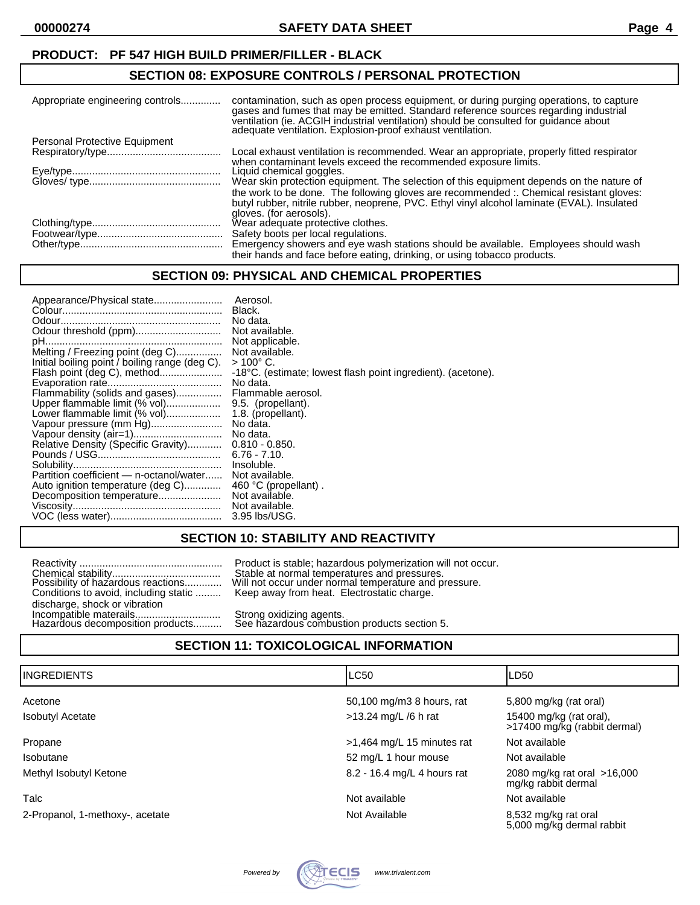**PRODUCT: PF 547 HIGH BUILD PRIMER/FILLER - BLACK**

## SECTION 08: EXPOSURE CONTROLS / PERSONAL PROTECTION

Appropriate engineering controls............. contamination, such as open process equipment, or during purging operations, to capture gases and fumes that may be emitted. Standard reference sources regarding industrial ventilation (ie. ACGIH industrial ventilation) should be consulted for guidance about adequate ventilation. Explosion-proof exhaust ventilation.

Personal Protective Equipment

Respiratory/type....................................... Local exhaust ventilation is recommended. Wear an appropriate, properly fitted respirator when contaminant levels exceed the recommended exposure limits.

Eye/type................................................... Liquid chemical goggles.

Gloves/ type............................................. Wear skin protection equipment. The selection of this equipment depends on the nature of the work to be done. The following gloves are recommended :. Chemical resistant gloves: butyl rubber, nitrile rubber, neoprene, PVC. Ethyl vinyl alcohol laminate (EVAL). Insulated gloves. (for aerosols).

Clothing/type............................................ Wear adequate protective clothes.

Footwear/type........................................... Safety boots per local regulations.

Other/type................................................. Emergency showers and eye wash stations should be available. Employees should wash their hands and face before eating, drinking, or using tobacco products.

## SECTION 09: PHYSICAL AND CHEMICAL PROPERTIES

Appearance/Physical state........................ Aerosol.
Colour....................................................... Black.
Odour........................................................ No data.
Odour threshold (ppm)............................. Not available.
pH............................................................. Not applicable.
Melting / Freezing point (deg C)................ Not available.
Initial boiling point / boiling range (deg C). > 100° C.
Flash point (deg C), method...................... -18°C. (estimate; lowest flash point ingredient). (acetone).
Evaporation rate........................................ No data.
Flammability (solids and gases)................ Flammable aerosol.
Upper flammable limit (% vol)................... 9.5. (propellant).
Lower flammable limit (% vol)................... 1.8. (propellant).
Vapour pressure (mm Hg)......................... No data.
Vapour density (air=1)............................... No data.
Relative Density (Specific Gravity)............ 0.810 - 0.850.
Pounds / USG........................................... 6.76 - 7.10.
Solubility................................................... Insoluble.
Partition coefficient — n-octanol/water...... Not available.
Auto ignition temperature (deg C)............. 460 °C (propellant) .
Decomposition temperature...................... Not available.
Viscosity................................................... Not available.
VOC (less water)....................................... 3.95 lbs/USG.

## SECTION 10: STABILITY AND REACTIVITY

Reactivity .................................................. Product is stable; hazardous polymerization will not occur.
Chemical stability...................................... Stable at normal temperatures and pressures.
Possibility of hazardous reactions............. Will not occur under normal temperature and pressure.
Conditions to avoid, including static discharge, shock or vibration ......... Keep away from heat. Electrostatic charge.
Incompatible materails.............................. Strong oxidizing agents.
Hazardous decomposition products.......... See hazardous combustion products section 5.

## SECTION 11: TOXICOLOGICAL INFORMATION

| INGREDIENTS | LC50 | LD50 |
|---|---|---|
| Acetone | 50,100 mg/m3 8 hours, rat | 5,800 mg/kg (rat oral) |
| Isobutyl Acetate | >13.24 mg/L /6 h rat | 15400 mg/kg (rat oral), >17400 mg/kg (rabbit dermal) |
| Propane | >1,464 mg/L 15 minutes rat | Not available |
| Isobutane | 52 mg/L 1 hour mouse | Not available |
| Methyl Isobutyl Ketone | 8.2 - 16.4 mg/L 4 hours rat | 2080 mg/kg rat oral >16,000 mg/kg rabbit dermal |
| Talc | Not available | Not available |
| 2-Propanol, 1-methoxy-, acetate | Not Available | 8,532 mg/kg rat oral 5,000 mg/kg dermal rabbit |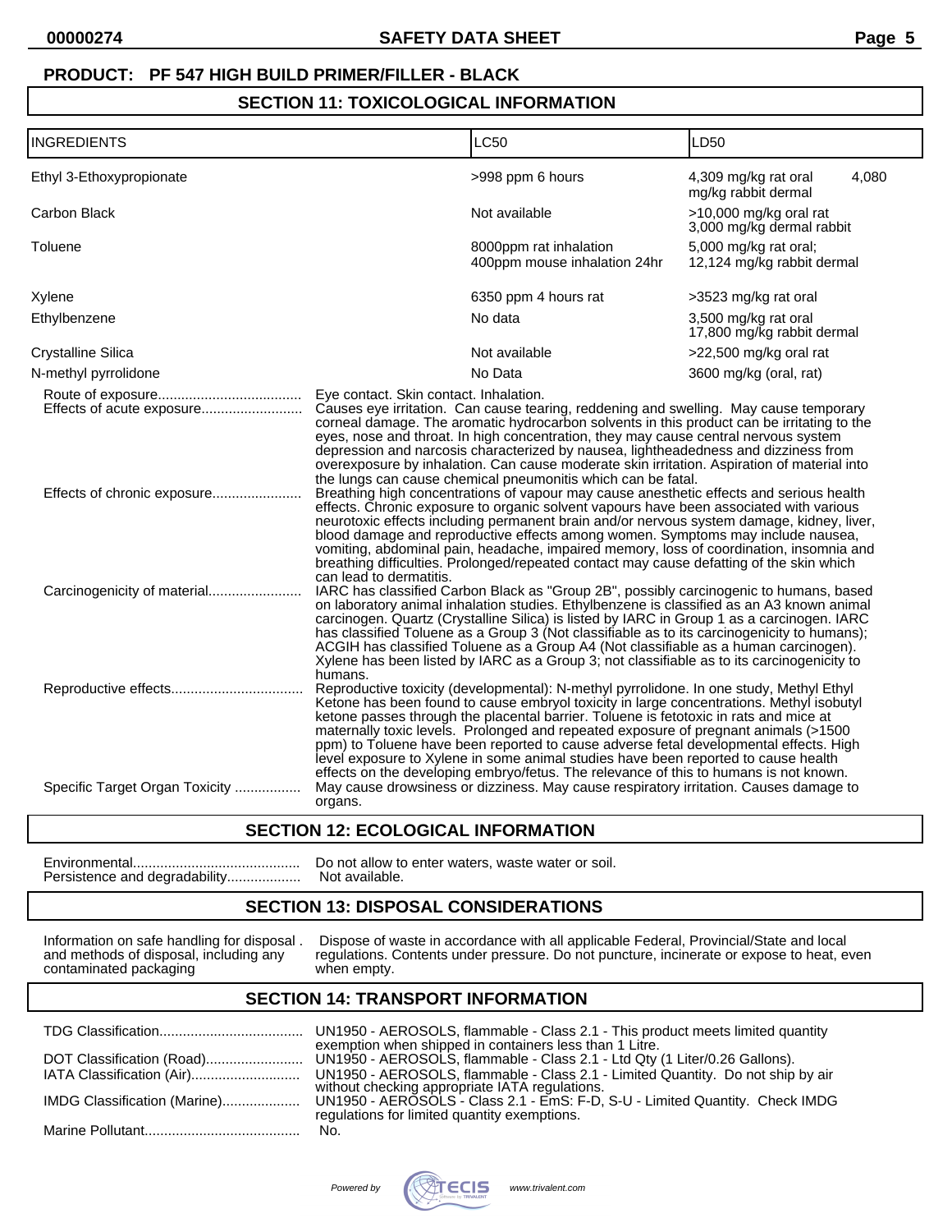**PRODUCT: PF 547 HIGH BUILD PRIMER/FILLER - BLACK**

## SECTION 11: TOXICOLOGICAL INFORMATION

| INGREDIENTS | LC50 | LD50 |
|---|---|---|
| Ethyl 3-Ethoxypropionate | >998 ppm 6 hours | 4,309 mg/kg rat oral 4,080 mg/kg rabbit dermal |
| Carbon Black | Not available | >10,000 mg/kg oral rat 3,000 mg/kg dermal rabbit |
| Toluene | 8000ppm rat inhalation 400ppm mouse inhalation 24hr | 5,000 mg/kg rat oral; 12,124 mg/kg rabbit dermal |
| Xylene | 6350 ppm 4 hours rat | >3523 mg/kg rat oral |
| Ethylbenzene | No data | 3,500 mg/kg rat oral 17,800 mg/kg rabbit dermal |
| Crystalline Silica | Not available | >22,500 mg/kg oral rat |
| N-methyl pyrrolidone | No Data | 3600 mg/kg (oral, rat) |

Route of exposure..................................... Eye contact. Skin contact. Inhalation.

Effects of acute exposure.......................... Causes eye irritation. Can cause tearing, reddening and swelling. May cause temporary corneal damage. The aromatic hydrocarbon solvents in this product can be irritating to the eyes, nose and throat. In high concentration, they may cause central nervous system depression and narcosis characterized by nausea, lightheadedness and dizziness from overexposure by inhalation. Can cause moderate skin irritation. Aspiration of material into the lungs can cause chemical pneumonitis which can be fatal.

Effects of chronic exposure....................... Breathing high concentrations of vapour may cause anesthetic effects and serious health effects. Chronic exposure to organic solvent vapours have been associated with various neurotoxic effects including permanent brain and/or nervous system damage, kidney, liver, blood damage and reproductive effects among women. Symptoms may include nausea, vomiting, abdominal pain, headache, impaired memory, loss of coordination, insomnia and breathing difficulties. Prolonged/repeated contact may cause defatting of the skin which can lead to dermatitis.

Carcinogenicity of material........................ IARC has classified Carbon Black as "Group 2B", possibly carcinogenic to humans, based on laboratory animal inhalation studies. Ethylbenzene is classified as an A3 known animal carcinogen. Quartz (Crystalline Silica) is listed by IARC in Group 1 as a carcinogen. IARC has classified Toluene as a Group 3 (Not classifiable as to its carcinogenicity to humans); ACGIH has classified Toluene as a Group A4 (Not classifiable as a human carcinogen). Xylene has been listed by IARC as a Group 3; not classifiable as to its carcinogenicity to humans.

Reproductive effects.................................. Reproductive toxicity (developmental): N-methyl pyrrolidone. In one study, Methyl Ethyl Ketone has been found to cause embryol toxicity in large concentrations. Methyl isobutyl ketone passes through the placental barrier. Toluene is fetotoxic in rats and mice at maternally toxic levels. Prolonged and repeated exposure of pregnant animals (>1500 ppm) to Toluene have been reported to cause adverse fetal developmental effects. High level exposure to Xylene in some animal studies have been reported to cause health effects on the developing embryo/fetus. The relevance of this to humans is not known.

Specific Target Organ Toxicity ................. May cause drowsiness or dizziness. May cause respiratory irritation. Causes damage to organs.

## SECTION 12: ECOLOGICAL INFORMATION

Environmental........................................... Do not allow to enter waters, waste water or soil.

Persistence and degradability................... Not available.

## SECTION 13: DISPOSAL CONSIDERATIONS

Information on safe handling for disposal . and methods of disposal, including any contaminated packaging — Dispose of waste in accordance with all applicable Federal, Provincial/State and local regulations. Contents under pressure. Do not puncture, incinerate or expose to heat, even when empty.

## SECTION 14: TRANSPORT INFORMATION

TDG Classification..................................... UN1950 - AEROSOLS, flammable - Class 2.1 - This product meets limited quantity exemption when shipped in containers less than 1 Litre.

DOT Classification (Road).......................... UN1950 - AEROSOLS, flammable - Class 2.1 - Ltd Qty (1 Liter/0.26 Gallons).

IATA Classification (Air)............................ UN1950 - AEROSOLS, flammable - Class 2.1 - Limited Quantity. Do not ship by air without checking appropriate IATA regulations.

IMDG Classification (Marine).................... UN1950 - AEROSOLS - Class 2.1 - EmS: F-D, S-U - Limited Quantity. Check IMDG regulations for limited quantity exemptions.

Marine Pollutant........................................ No.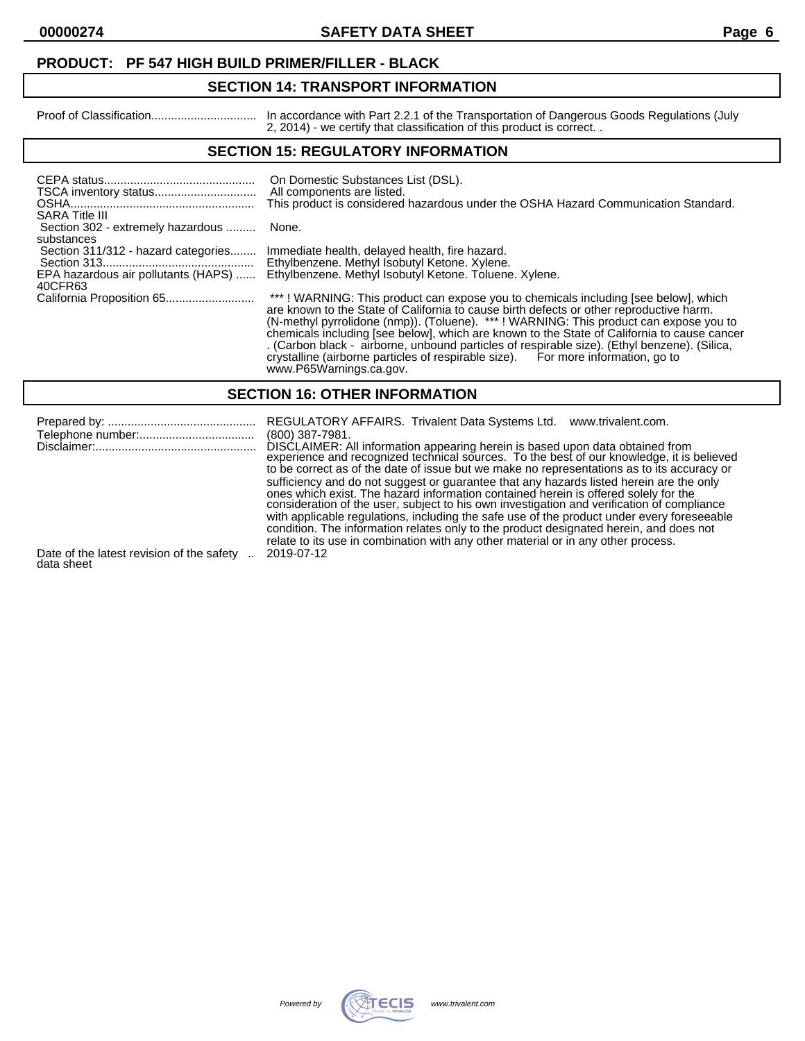**PRODUCT: PF 547 HIGH BUILD PRIMER/FILLER - BLACK**

## SECTION 14: TRANSPORT INFORMATION

| | |
|---|---|
| Proof of Classification................................ | In accordance with Part 2.2.1 of the Transportation of Dangerous Goods Regulations (July 2, 2014) - we certify that classification of this product is correct. . |

## SECTION 15: REGULATORY INFORMATION

| | |
|---|---|
| CEPA status............................................. | On Domestic Substances List (DSL). |
| TSCA inventory status.............................. | All components are listed. |
| OSHA....................................................... | This product is considered hazardous under the OSHA Hazard Communication Standard. |
| SARA Title III | |
| Section 302 - extremely hazardous ......... substances | None. |
| Section 311/312 - hazard categories........ | Immediate health, delayed health, fire hazard. |
| Section 313............................................ | Ethylbenzene. Methyl Isobutyl Ketone. Xylene. |
| EPA hazardous air pollutants (HAPS) ...... 40CFR63 | Ethylbenzene. Methyl Isobutyl Ketone. Toluene. Xylene. |
| California Proposition 65........................... | *** ! WARNING: This product can expose you to chemicals including [see below], which are known to the State of California to cause birth defects or other reproductive harm. (N-methyl pyrrolidone (nmp)). (Toluene). *** ! WARNING: This product can expose you to chemicals including [see below], which are known to the State of California to cause cancer . (Carbon black - airborne, unbound particles of respirable size). (Ethyl benzene). (Silica, crystalline (airborne particles of respirable size). For more information, go to www.P65Warnings.ca.gov. |

## SECTION 16: OTHER INFORMATION

| | |
|---|---|
| Prepared by: ............................................ | REGULATORY AFFAIRS. Trivalent Data Systems Ltd. www.trivalent.com. |
| Telephone number:................................... | (800) 387-7981. |
| Disclaimer:................................................ | DISCLAIMER: All information appearing herein is based upon data obtained from experience and recognized technical sources. To the best of our knowledge, it is believed to be correct as of the date of issue but we make no representations as to its accuracy or sufficiency and do not suggest or guarantee that any hazards listed herein are the only ones which exist. The hazard information contained herein is offered solely for the consideration of the user, subject to his own investigation and verification of compliance with applicable regulations, including the safe use of the product under every foreseeable condition. The information relates only to the product designated herein, and does not relate to its use in combination with any other material or in any other process. |
| Date of the latest revision of the safety .. data sheet | 2019-07-12 |